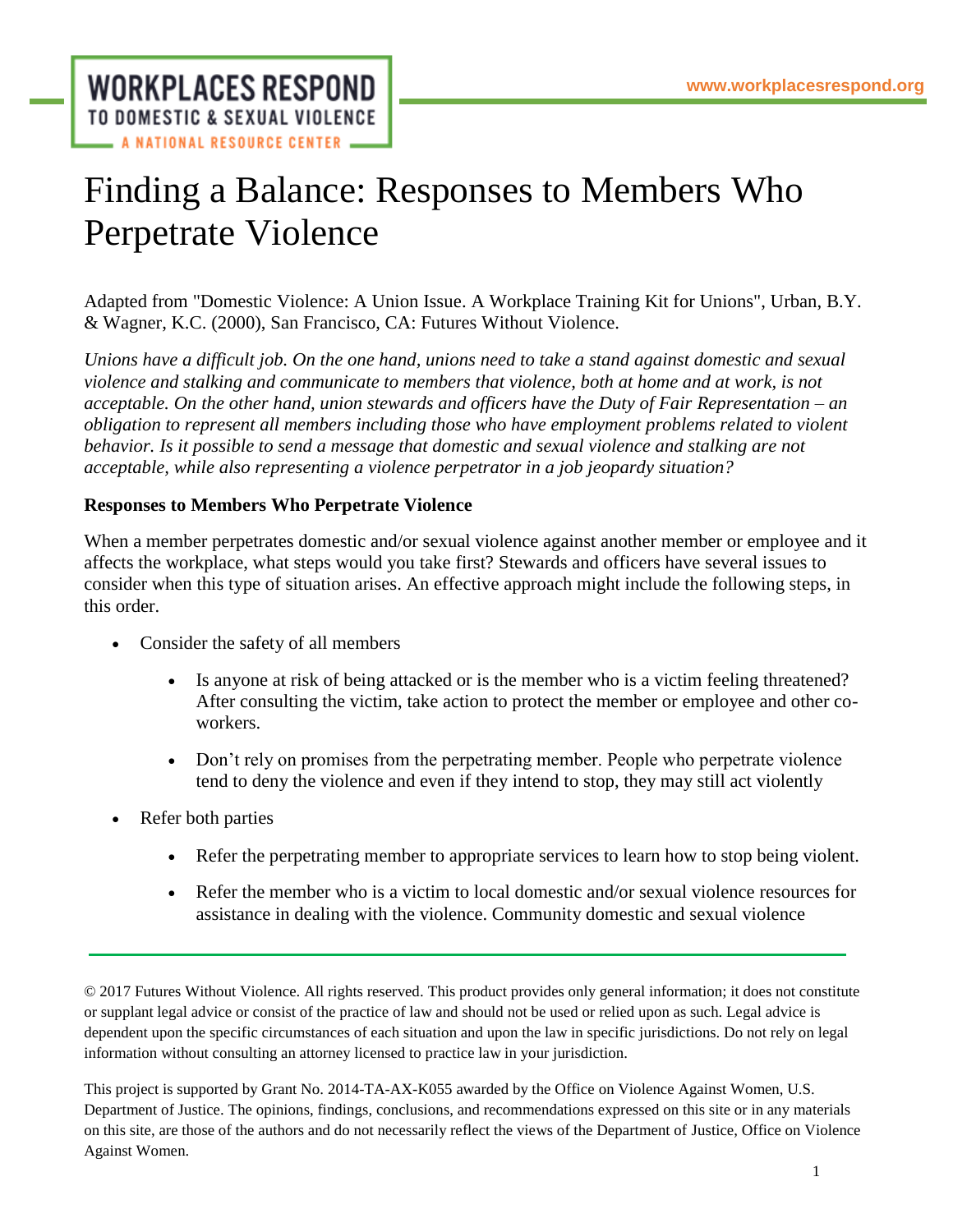# Finding a Balance: Responses to Members Who Perpetrate Violence

Adapted from "Domestic Violence: A Union Issue. A Workplace Training Kit for Unions", Urban, B.Y. & Wagner, K.C. (2000), San Francisco, CA: Futures Without Violence.

*Unions have a difficult job. On the one hand, unions need to take a stand against domestic and sexual violence and stalking and communicate to members that violence, both at home and at work, is not acceptable. On the other hand, union stewards and officers have the Duty of Fair Representation – an obligation to represent all members including those who have employment problems related to violent behavior. Is it possible to send a message that domestic and sexual violence and stalking are not acceptable, while also representing a violence perpetrator in a job jeopardy situation?*

**Responses to Members Who Perpetrate Violence**

When a member perpetrates domestic and/or sexual violence against another member or employee and it affects the workplace, what steps would you take first? Stewards and officers have several issues to consider when this type of situation arises. An effective approach might include the following steps, in this order.

- Consider the safety of all members
  - Is anyone at risk of being attacked or is the member who is a victim feeling threatened? After consulting the victim, take action to protect the member or employee and other co-workers.
  - Don't rely on promises from the perpetrating member. People who perpetrate violence tend to deny the violence and even if they intend to stop, they may still act violently
- Refer both parties
  - Refer the perpetrating member to appropriate services to learn how to stop being violent.
  - Refer the member who is a victim to local domestic and/or sexual violence resources for assistance in dealing with the violence. Community domestic and sexual violence

---

© 2017 Futures Without Violence. All rights reserved. This product provides only general information; it does not constitute or supplant legal advice or consist of the practice of law and should not be used or relied upon as such. Legal advice is dependent upon the specific circumstances of each situation and upon the law in specific jurisdictions. Do not rely on legal information without consulting an attorney licensed to practice law in your jurisdiction.

This project is supported by Grant No. 2014-TA-AX-K055 awarded by the Office on Violence Against Women, U.S. Department of Justice. The opinions, findings, conclusions, and recommendations expressed on this site or in any materials on this site, are those of the authors and do not necessarily reflect the views of the Department of Justice, Office on Violence Against Women.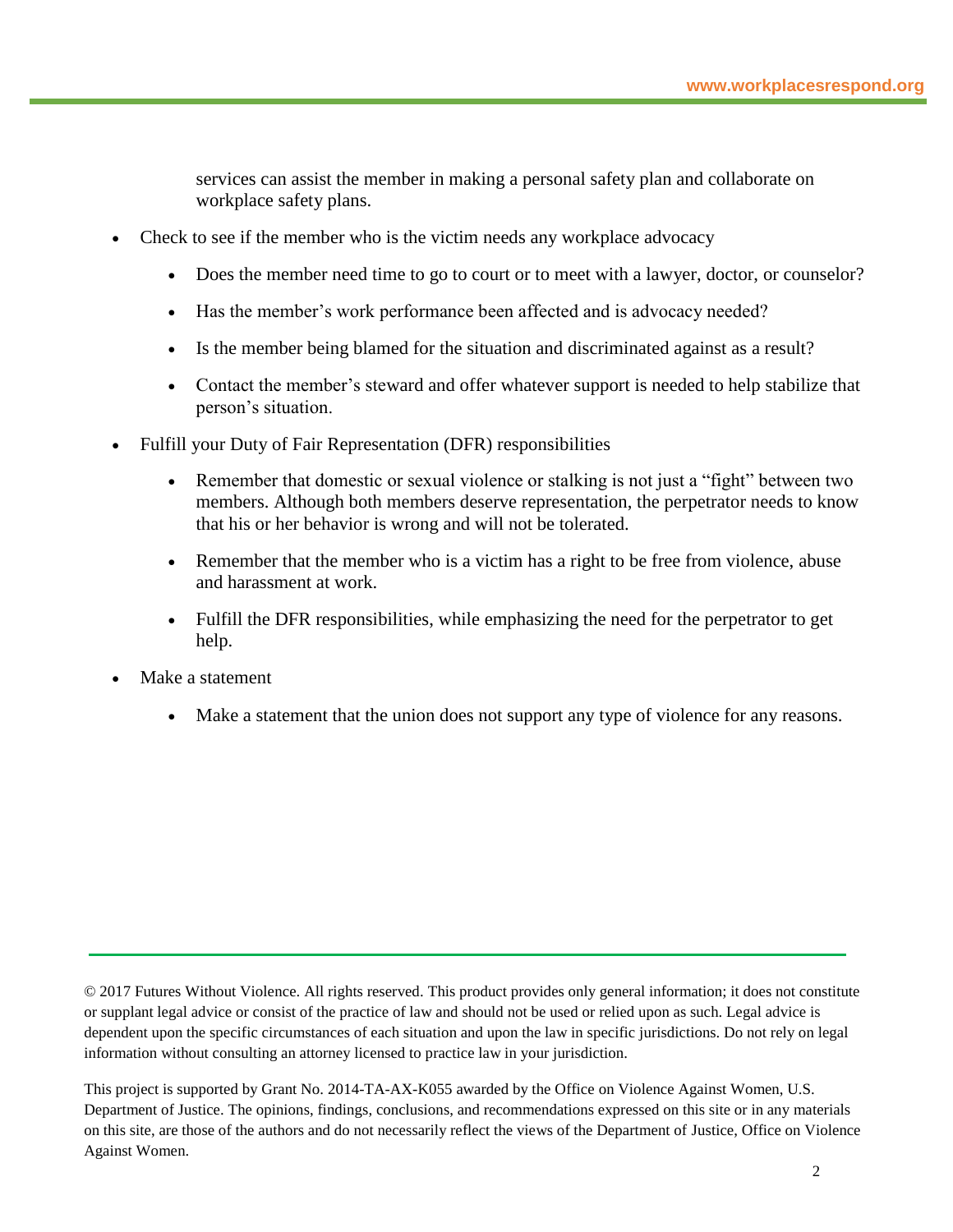services can assist the member in making a personal safety plan and collaborate on workplace safety plans.

- Check to see if the member who is the victim needs any workplace advocacy
  - Does the member need time to go to court or to meet with a lawyer, doctor, or counselor?
  - Has the member's work performance been affected and is advocacy needed?
  - Is the member being blamed for the situation and discriminated against as a result?
  - Contact the member's steward and offer whatever support is needed to help stabilize that person's situation.
- Fulfill your Duty of Fair Representation (DFR) responsibilities
  - Remember that domestic or sexual violence or stalking is not just a "fight" between two members. Although both members deserve representation, the perpetrator needs to know that his or her behavior is wrong and will not be tolerated.
  - Remember that the member who is a victim has a right to be free from violence, abuse and harassment at work.
  - Fulfill the DFR responsibilities, while emphasizing the need for the perpetrator to get help.
- Make a statement
  - Make a statement that the union does not support any type of violence for any reasons.

---

© 2017 Futures Without Violence. All rights reserved. This product provides only general information; it does not constitute or supplant legal advice or consist of the practice of law and should not be used or relied upon as such. Legal advice is dependent upon the specific circumstances of each situation and upon the law in specific jurisdictions. Do not rely on legal information without consulting an attorney licensed to practice law in your jurisdiction.

This project is supported by Grant No. 2014-TA-AX-K055 awarded by the Office on Violence Against Women, U.S. Department of Justice. The opinions, findings, conclusions, and recommendations expressed on this site or in any materials on this site, are those of the authors and do not necessarily reflect the views of the Department of Justice, Office on Violence Against Women.